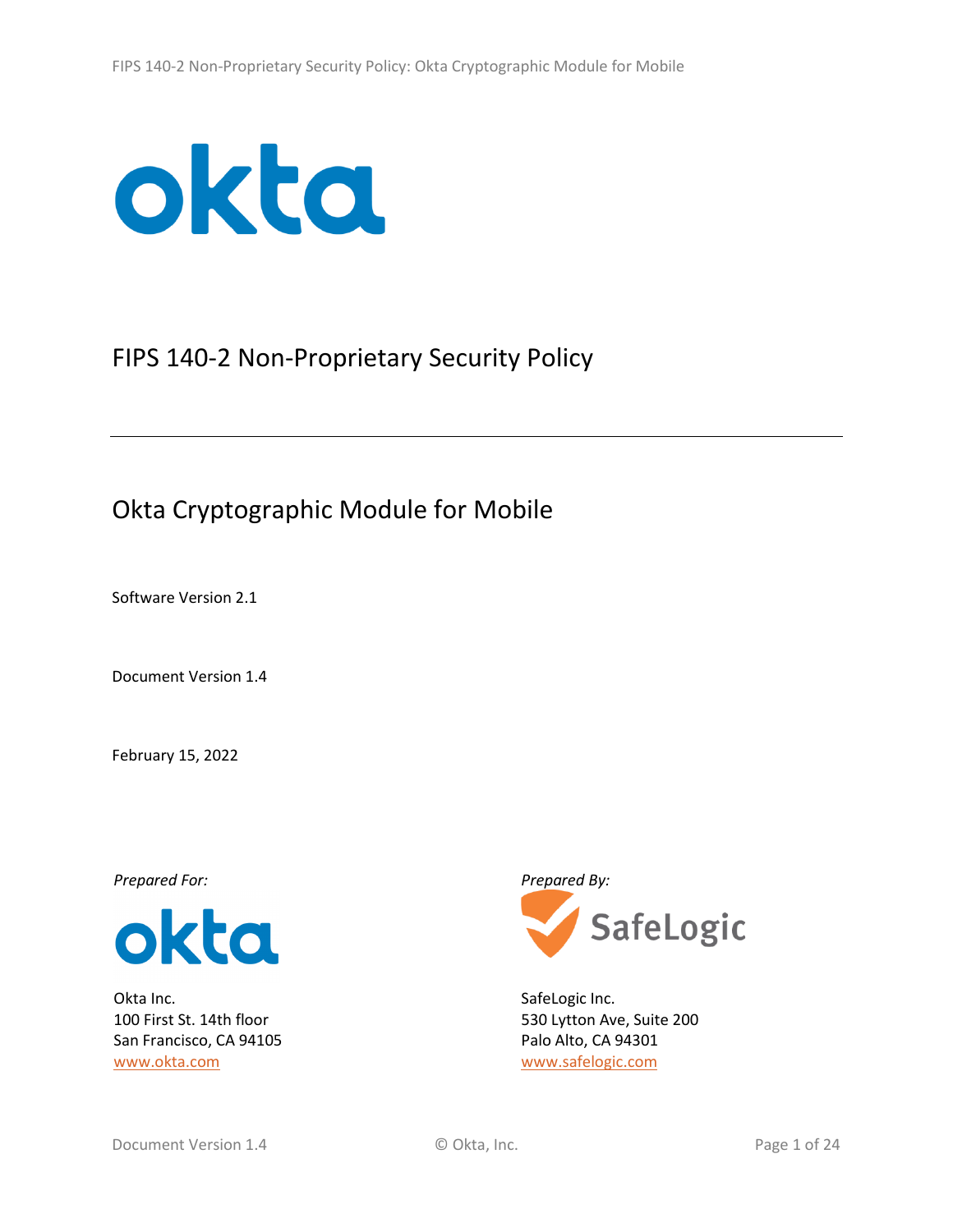# FIPS 140-2 Non-Proprietary Security Policy

## Okta Cryptographic Module for Mobile

Software Version 2.1

Document Version 1.4

February 15, 2022

*Prepared For:*

Okta Inc.
100 First St. 14th floor
San Francisco, CA 94105
www.okta.com

*Prepared By:*

SafeLogic Inc.
530 Lytton Ave, Suite 200
Palo Alto, CA 94301
www.safelogic.com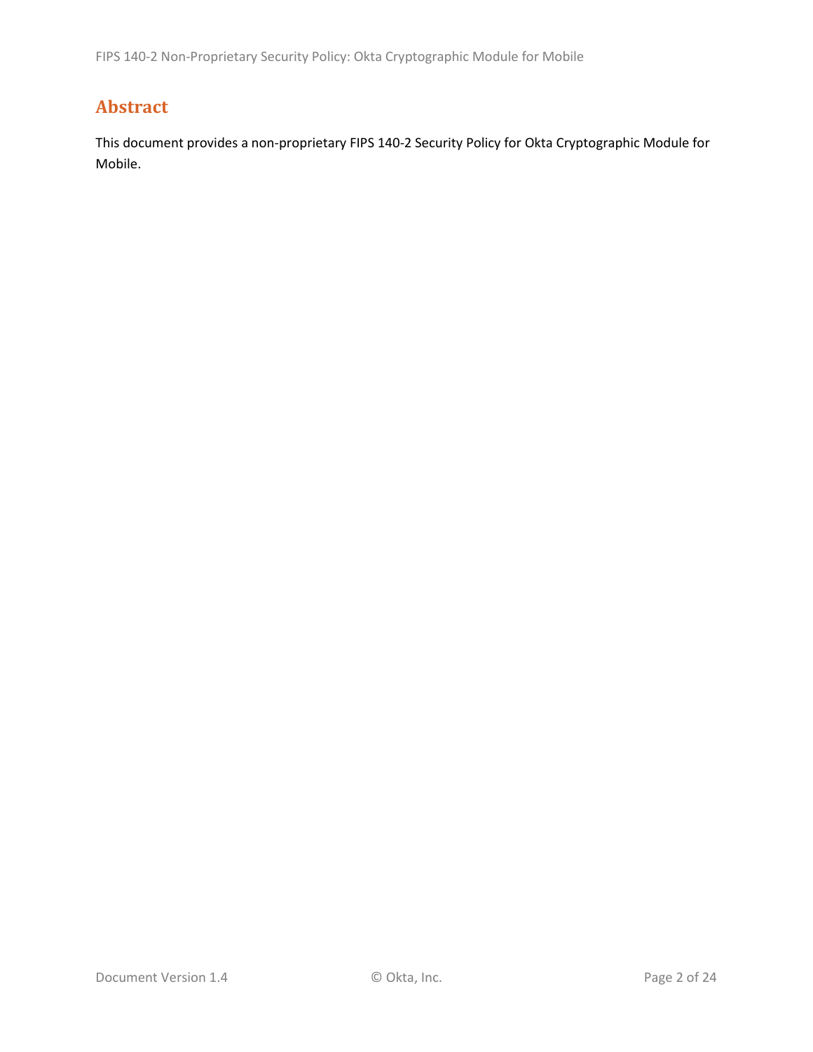# Abstract

This document provides a non-proprietary FIPS 140-2 Security Policy for Okta Cryptographic Module for Mobile.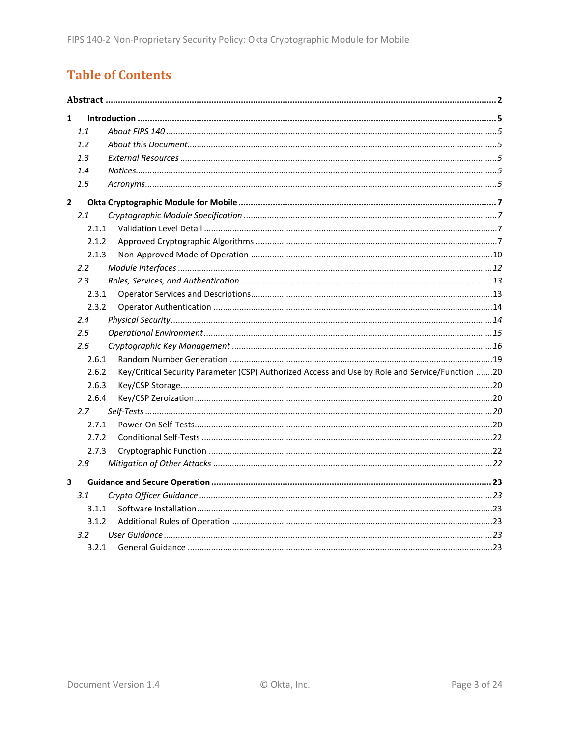# Table of Contents

**Abstract** ..... **2**

**1 Introduction** ..... **5**

- *1.1 About FIPS 140* ..... *5*
- *1.2 About this Document* ..... *5*
- *1.3 External Resources* ..... *5*
- *1.4 Notices* ..... *5*
- *1.5 Acronyms* ..... *5*

**2 Okta Cryptographic Module for Mobile** ..... **7**

- *2.1 Cryptographic Module Specification* ..... *7*
  - 2.1.1 Validation Level Detail ..... 7
  - 2.1.2 Approved Cryptographic Algorithms ..... 7
  - 2.1.3 Non-Approved Mode of Operation ..... 10
- *2.2 Module Interfaces* ..... *12*
- *2.3 Roles, Services, and Authentication* ..... *13*
  - 2.3.1 Operator Services and Descriptions ..... 13
  - 2.3.2 Operator Authentication ..... 14
- *2.4 Physical Security* ..... *14*
- *2.5 Operational Environment* ..... *15*
- *2.6 Cryptographic Key Management* ..... *16*
  - 2.6.1 Random Number Generation ..... 19
  - 2.6.2 Key/Critical Security Parameter (CSP) Authorized Access and Use by Role and Service/Function ..... 20
  - 2.6.3 Key/CSP Storage ..... 20
  - 2.6.4 Key/CSP Zeroization ..... 20
- *2.7 Self-Tests* ..... *20*
  - 2.7.1 Power-On Self-Tests ..... 20
  - 2.7.2 Conditional Self-Tests ..... 22
  - 2.7.3 Cryptographic Function ..... 22
- *2.8 Mitigation of Other Attacks* ..... *22*

**3 Guidance and Secure Operation** ..... **23**

- *3.1 Crypto Officer Guidance* ..... *23*
  - 3.1.1 Software Installation ..... 23
  - 3.1.2 Additional Rules of Operation ..... 23
- *3.2 User Guidance* ..... *23*
  - 3.2.1 General Guidance ..... 23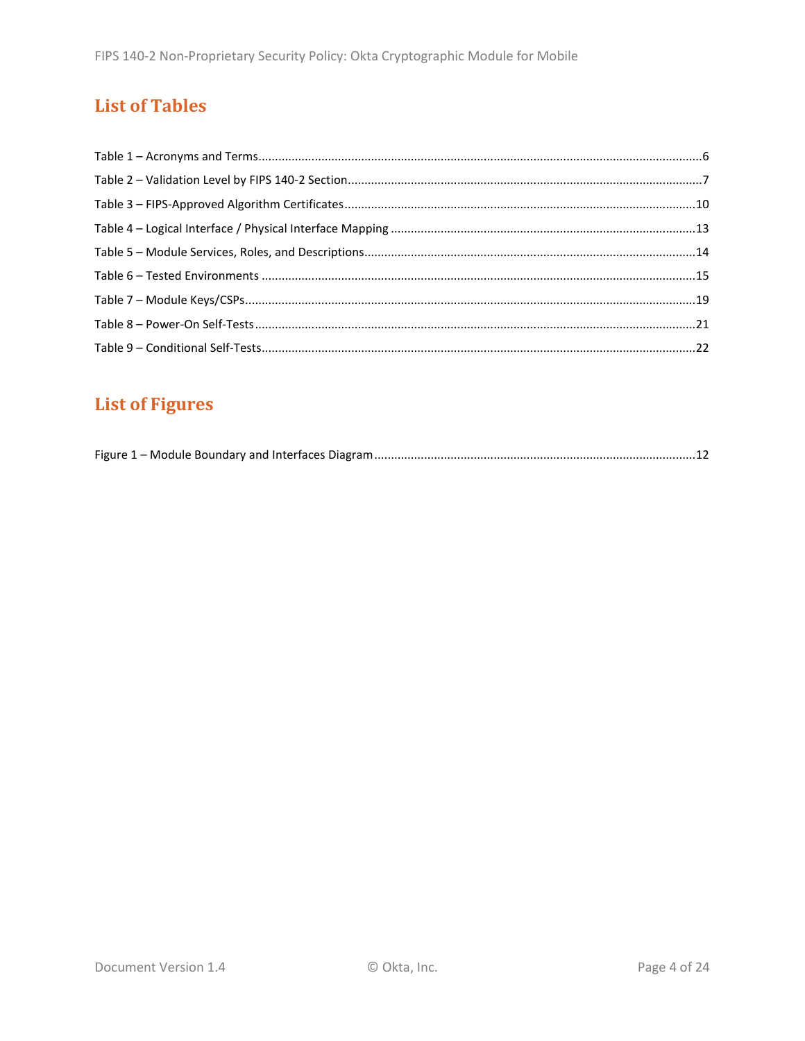## List of Tables

Table 1 – Acronyms and Terms....................................................................................................................6

Table 2 – Validation Level by FIPS 140-2 Section.........................................................................................7

Table 3 – FIPS-Approved Algorithm Certificates........................................................................................10

Table 4 – Logical Interface / Physical Interface Mapping ..........................................................................13

Table 5 – Module Services, Roles, and Descriptions..................................................................................14

Table 6 – Tested Environments ................................................................................................................15

Table 7 – Module Keys/CSPs.....................................................................................................................19

Table 8 – Power-On Self-Tests...................................................................................................................21

Table 9 – Conditional Self-Tests................................................................................................................22

## List of Figures

Figure 1 – Module Boundary and Interfaces Diagram ................................................................................12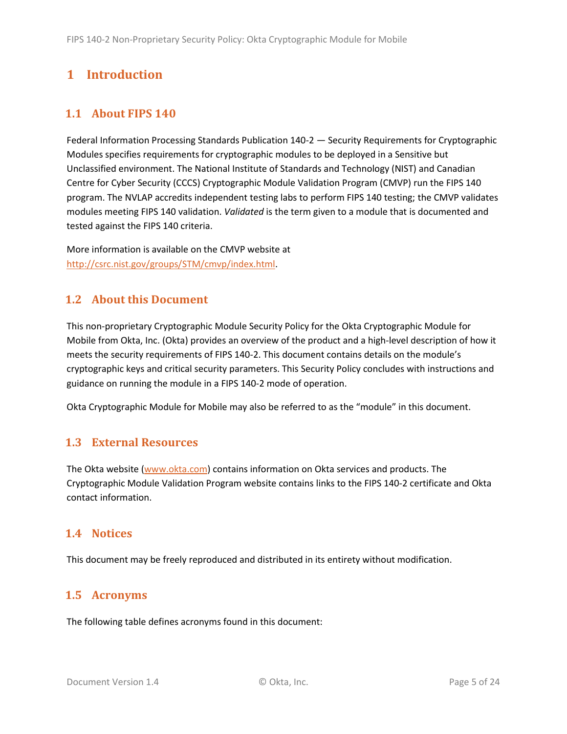# 1 Introduction

## 1.1 About FIPS 140

Federal Information Processing Standards Publication 140-2 — Security Requirements for Cryptographic Modules specifies requirements for cryptographic modules to be deployed in a Sensitive but Unclassified environment. The National Institute of Standards and Technology (NIST) and Canadian Centre for Cyber Security (CCCS) Cryptographic Module Validation Program (CMVP) run the FIPS 140 program. The NVLAP accredits independent testing labs to perform FIPS 140 testing; the CMVP validates modules meeting FIPS 140 validation. *Validated* is the term given to a module that is documented and tested against the FIPS 140 criteria.

More information is available on the CMVP website at [http://csrc.nist.gov/groups/STM/cmvp/index.html](http://csrc.nist.gov/groups/STM/cmvp/index.html).

## 1.2 About this Document

This non-proprietary Cryptographic Module Security Policy for the Okta Cryptographic Module for Mobile from Okta, Inc. (Okta) provides an overview of the product and a high-level description of how it meets the security requirements of FIPS 140-2. This document contains details on the module's cryptographic keys and critical security parameters. This Security Policy concludes with instructions and guidance on running the module in a FIPS 140-2 mode of operation.

Okta Cryptographic Module for Mobile may also be referred to as the "module" in this document.

## 1.3 External Resources

The Okta website ([www.okta.com](www.okta.com)) contains information on Okta services and products. The Cryptographic Module Validation Program website contains links to the FIPS 140-2 certificate and Okta contact information.

## 1.4 Notices

This document may be freely reproduced and distributed in its entirety without modification.

## 1.5 Acronyms

The following table defines acronyms found in this document: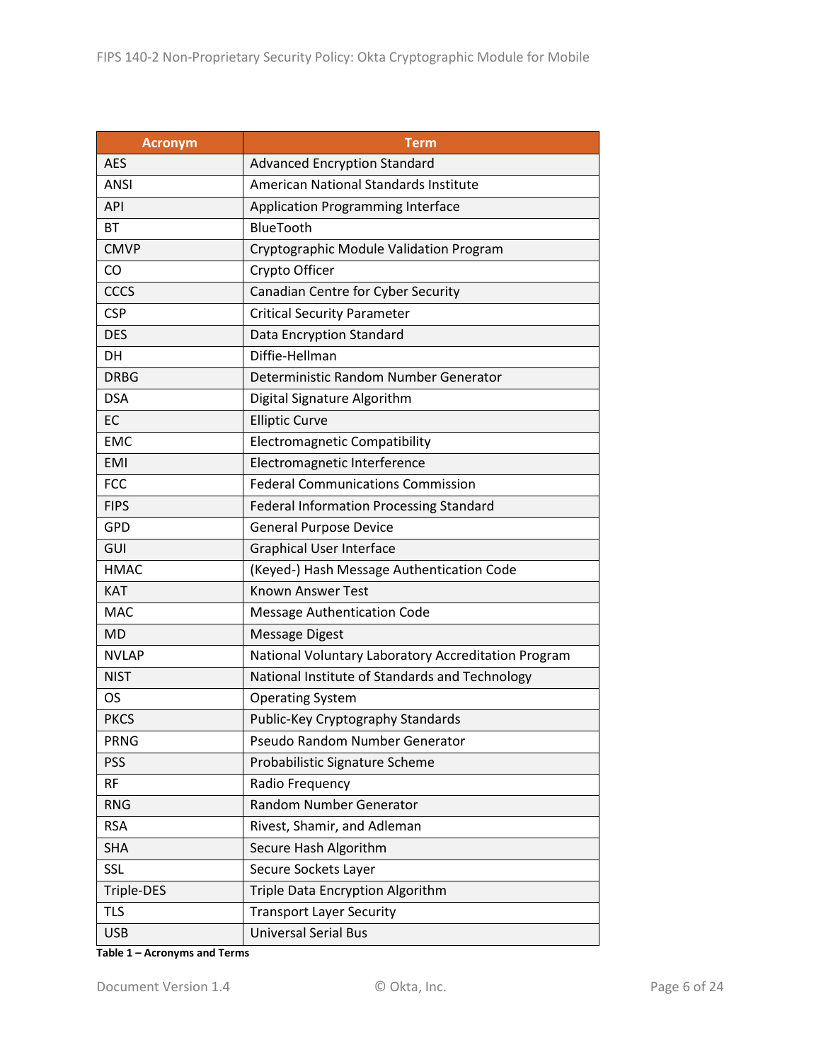| Acronym | Term |
|---|---|
| AES | Advanced Encryption Standard |
| ANSI | American National Standards Institute |
| API | Application Programming Interface |
| BT | BlueTooth |
| CMVP | Cryptographic Module Validation Program |
| CO | Crypto Officer |
| CCCS | Canadian Centre for Cyber Security |
| CSP | Critical Security Parameter |
| DES | Data Encryption Standard |
| DH | Diffie-Hellman |
| DRBG | Deterministic Random Number Generator |
| DSA | Digital Signature Algorithm |
| EC | Elliptic Curve |
| EMC | Electromagnetic Compatibility |
| EMI | Electromagnetic Interference |
| FCC | Federal Communications Commission |
| FIPS | Federal Information Processing Standard |
| GPD | General Purpose Device |
| GUI | Graphical User Interface |
| HMAC | (Keyed-) Hash Message Authentication Code |
| KAT | Known Answer Test |
| MAC | Message Authentication Code |
| MD | Message Digest |
| NVLAP | National Voluntary Laboratory Accreditation Program |
| NIST | National Institute of Standards and Technology |
| OS | Operating System |
| PKCS | Public-Key Cryptography Standards |
| PRNG | Pseudo Random Number Generator |
| PSS | Probabilistic Signature Scheme |
| RF | Radio Frequency |
| RNG | Random Number Generator |
| RSA | Rivest, Shamir, and Adleman |
| SHA | Secure Hash Algorithm |
| SSL | Secure Sockets Layer |
| Triple-DES | Triple Data Encryption Algorithm |
| TLS | Transport Layer Security |
| USB | Universal Serial Bus |

**Table 1 – Acronyms and Terms**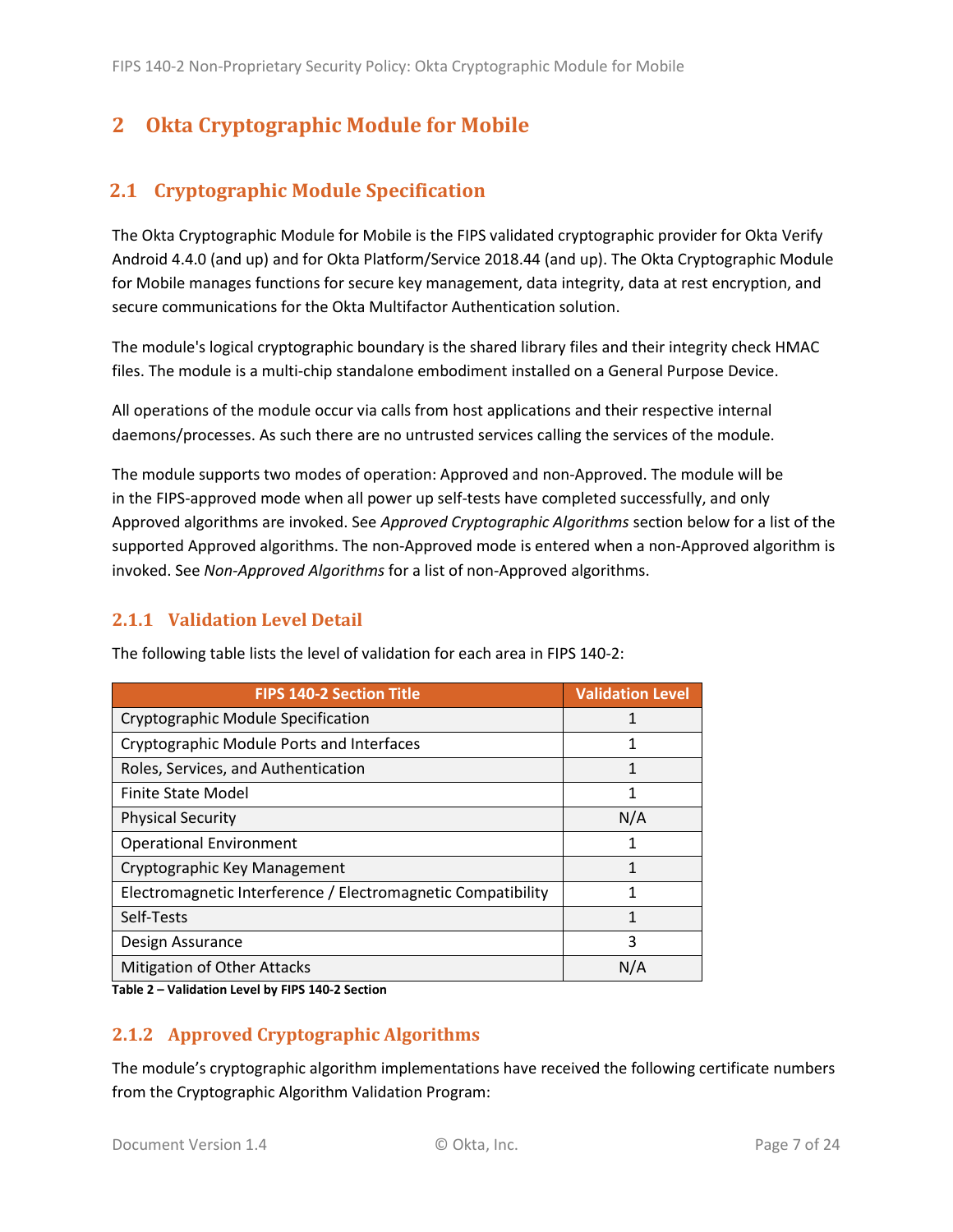# 2 Okta Cryptographic Module for Mobile

## 2.1 Cryptographic Module Specification

The Okta Cryptographic Module for Mobile is the FIPS validated cryptographic provider for Okta Verify Android 4.4.0 (and up) and for Okta Platform/Service 2018.44 (and up). The Okta Cryptographic Module for Mobile manages functions for secure key management, data integrity, data at rest encryption, and secure communications for the Okta Multifactor Authentication solution.

The module's logical cryptographic boundary is the shared library files and their integrity check HMAC files. The module is a multi-chip standalone embodiment installed on a General Purpose Device.

All operations of the module occur via calls from host applications and their respective internal daemons/processes. As such there are no untrusted services calling the services of the module.

The module supports two modes of operation: Approved and non-Approved. The module will be in the FIPS-approved mode when all power up self-tests have completed successfully, and only Approved algorithms are invoked. See *Approved Cryptographic Algorithms* section below for a list of the supported Approved algorithms. The non-Approved mode is entered when a non-Approved algorithm is invoked. See *Non-Approved Algorithms* for a list of non-Approved algorithms.

### 2.1.1 Validation Level Detail

The following table lists the level of validation for each area in FIPS 140-2:

| FIPS 140-2 Section Title | Validation Level |
|---|---|
| Cryptographic Module Specification | 1 |
| Cryptographic Module Ports and Interfaces | 1 |
| Roles, Services, and Authentication | 1 |
| Finite State Model | 1 |
| Physical Security | N/A |
| Operational Environment | 1 |
| Cryptographic Key Management | 1 |
| Electromagnetic Interference / Electromagnetic Compatibility | 1 |
| Self-Tests | 1 |
| Design Assurance | 3 |
| Mitigation of Other Attacks | N/A |

**Table 2 – Validation Level by FIPS 140-2 Section**

### 2.1.2 Approved Cryptographic Algorithms

The module's cryptographic algorithm implementations have received the following certificate numbers from the Cryptographic Algorithm Validation Program: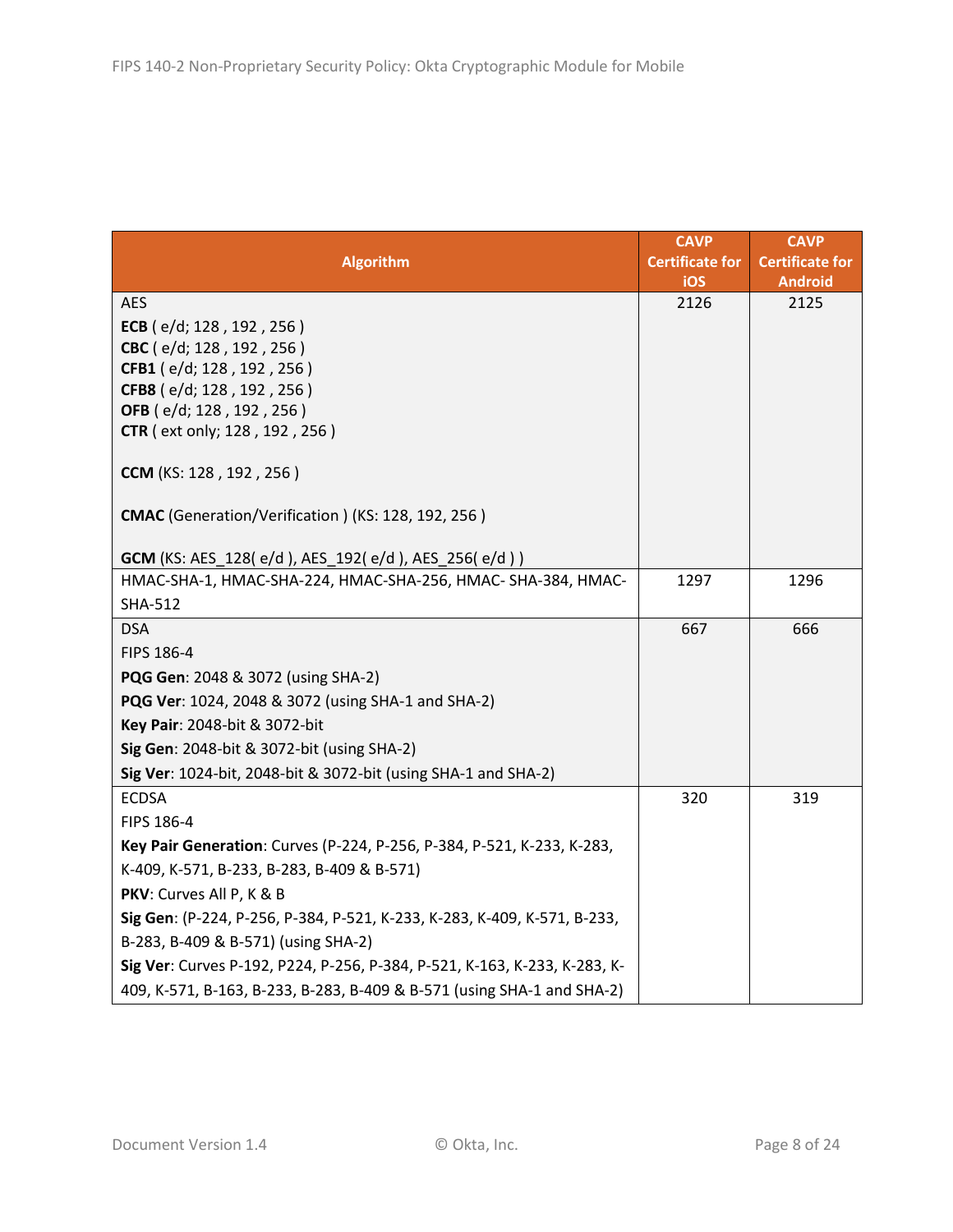| Algorithm | CAVP Certificate for iOS | CAVP Certificate for Android |
|---|---|---|
| AES<br>**ECB** ( e/d; 128 , 192 , 256 )<br>**CBC** ( e/d; 128 , 192 , 256 )<br>**CFB1** ( e/d; 128 , 192 , 256 )<br>**CFB8** ( e/d; 128 , 192 , 256 )<br>**OFB** ( e/d; 128 , 192 , 256 )<br>**CTR** ( ext only; 128 , 192 , 256 )<br><br>**CCM** (KS: 128 , 192 , 256 )<br><br>**CMAC** (Generation/Verification ) (KS: 128, 192, 256 )<br><br>**GCM** (KS: AES_128( e/d ), AES_192( e/d ), AES_256( e/d ) ) | 2126 | 2125 |
| HMAC-SHA-1, HMAC-SHA-224, HMAC-SHA-256, HMAC- SHA-384, HMAC-SHA-512 | 1297 | 1296 |
| DSA<br>FIPS 186-4<br>**PQG Gen**: 2048 & 3072 (using SHA-2)<br>**PQG Ver**: 1024, 2048 & 3072 (using SHA-1 and SHA-2)<br>**Key Pair**: 2048-bit & 3072-bit<br>**Sig Gen**: 2048-bit & 3072-bit (using SHA-2)<br>**Sig Ver**: 1024-bit, 2048-bit & 3072-bit (using SHA-1 and SHA-2) | 667 | 666 |
| ECDSA<br>FIPS 186-4<br>**Key Pair Generation**: Curves (P-224, P-256, P-384, P-521, K-233, K-283, K-409, K-571, B-233, B-283, B-409 & B-571)<br>**PKV**: Curves All P, K & B<br>**Sig Gen**: (P-224, P-256, P-384, P-521, K-233, K-283, K-409, K-571, B-233, B-283, B-409 & B-571) (using SHA-2)<br>**Sig Ver**: Curves P-192, P224, P-256, P-384, P-521, K-163, K-233, K-283, K-409, K-571, B-163, B-233, B-283, B-409 & B-571 (using SHA-1 and SHA-2) | 320 | 319 |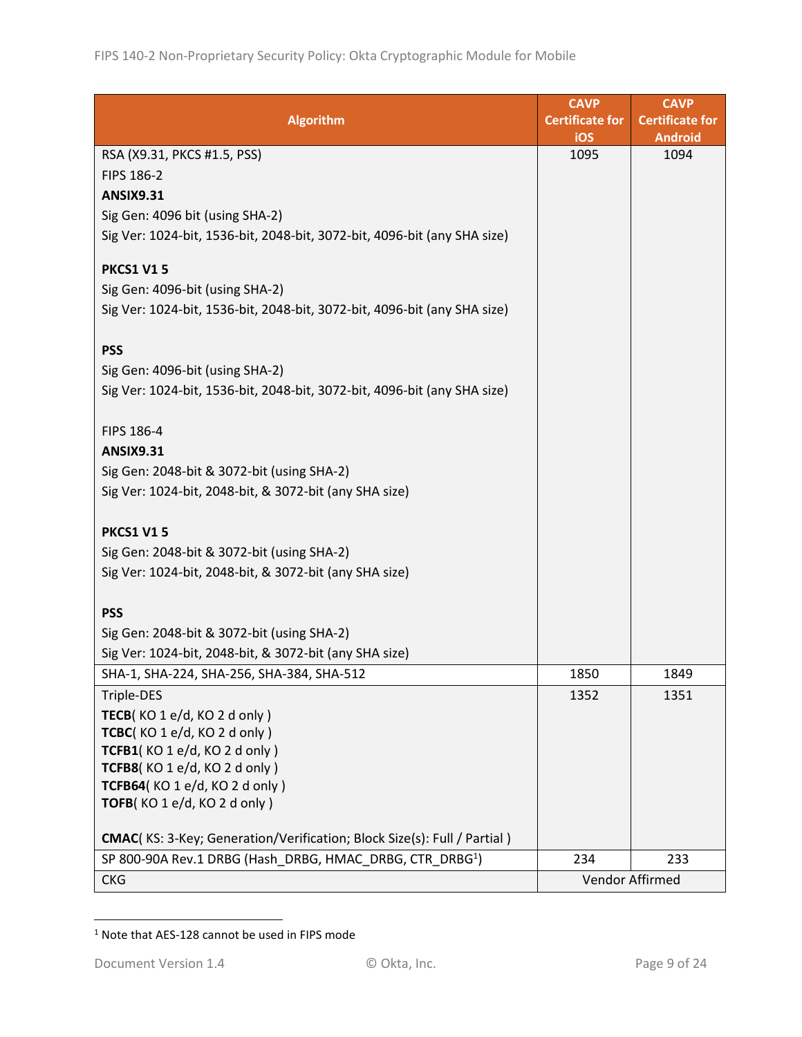| Algorithm | CAVP Certificate for iOS | CAVP Certificate for Android |
|---|---|---|
| RSA (X9.31, PKCS #1.5, PSS)<br>FIPS 186-2<br>**ANSIX9.31**<br>Sig Gen: 4096 bit (using SHA-2)<br>Sig Ver: 1024-bit, 1536-bit, 2048-bit, 3072-bit, 4096-bit (any SHA size)<br><br>**PKCS1 V1 5**<br>Sig Gen: 4096-bit (using SHA-2)<br>Sig Ver: 1024-bit, 1536-bit, 2048-bit, 3072-bit, 4096-bit (any SHA size)<br><br>**PSS**<br>Sig Gen: 4096-bit (using SHA-2)<br>Sig Ver: 1024-bit, 1536-bit, 2048-bit, 3072-bit, 4096-bit (any SHA size)<br><br>FIPS 186-4<br>**ANSIX9.31**<br>Sig Gen: 2048-bit & 3072-bit (using SHA-2)<br>Sig Ver: 1024-bit, 2048-bit, & 3072-bit (any SHA size)<br><br>**PKCS1 V1 5**<br>Sig Gen: 2048-bit & 3072-bit (using SHA-2)<br>Sig Ver: 1024-bit, 2048-bit, & 3072-bit (any SHA size)<br><br>**PSS**<br>Sig Gen: 2048-bit & 3072-bit (using SHA-2)<br>Sig Ver: 1024-bit, 2048-bit, & 3072-bit (any SHA size) | 1095 | 1094 |
| SHA-1, SHA-224, SHA-256, SHA-384, SHA-512 | 1850 | 1849 |
| Triple-DES<br>**TECB**( KO 1 e/d, KO 2 d only )<br>**TCBC**( KO 1 e/d, KO 2 d only )<br>**TCFB1**( KO 1 e/d, KO 2 d only )<br>**TCFB8**( KO 1 e/d, KO 2 d only )<br>**TCFB64**( KO 1 e/d, KO 2 d only )<br>**TOFB**( KO 1 e/d, KO 2 d only )<br><br>**CMAC**( KS: 3-Key; Generation/Verification; Block Size(s): Full / Partial ) | 1352 | 1351 |
| SP 800-90A Rev.1 DRBG (Hash_DRBG, HMAC_DRBG, CTR_DRBG[1]) | 234 | 233 |
| CKG | Vendor Affirmed | |

[1] Note that AES-128 cannot be used in FIPS mode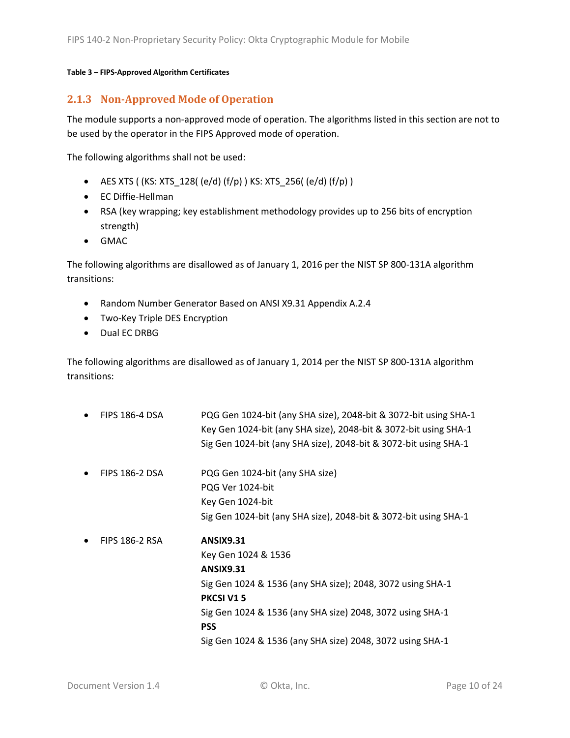**Table 3 – FIPS-Approved Algorithm Certificates**

### 2.1.3 Non-Approved Mode of Operation

The module supports a non-approved mode of operation. The algorithms listed in this section are not to be used by the operator in the FIPS Approved mode of operation.

The following algorithms shall not be used:

- AES XTS ( (KS: XTS_128( (e/d) (f/p) ) KS: XTS_256( (e/d) (f/p) )
- EC Diffie-Hellman
- RSA (key wrapping; key establishment methodology provides up to 256 bits of encryption strength)
- GMAC

The following algorithms are disallowed as of January 1, 2016 per the NIST SP 800-131A algorithm transitions:

- Random Number Generator Based on ANSI X9.31 Appendix A.2.4
- Two-Key Triple DES Encryption
- Dual EC DRBG

The following algorithms are disallowed as of January 1, 2014 per the NIST SP 800-131A algorithm transitions:

- FIPS 186-4 DSA
  PQG Gen 1024-bit (any SHA size), 2048-bit & 3072-bit using SHA-1
  Key Gen 1024-bit (any SHA size), 2048-bit & 3072-bit using SHA-1
  Sig Gen 1024-bit (any SHA size), 2048-bit & 3072-bit using SHA-1

- FIPS 186-2 DSA
  PQG Gen 1024-bit (any SHA size)
  PQG Ver 1024-bit
  Key Gen 1024-bit
  Sig Gen 1024-bit (any SHA size), 2048-bit & 3072-bit using SHA-1

- FIPS 186-2 RSA
  **ANSIX9.31**
  Key Gen 1024 & 1536
  **ANSIX9.31**
  Sig Gen 1024 & 1536 (any SHA size); 2048, 3072 using SHA-1
  **PKCSI V1 5**
  Sig Gen 1024 & 1536 (any SHA size) 2048, 3072 using SHA-1
  **PSS**
  Sig Gen 1024 & 1536 (any SHA size) 2048, 3072 using SHA-1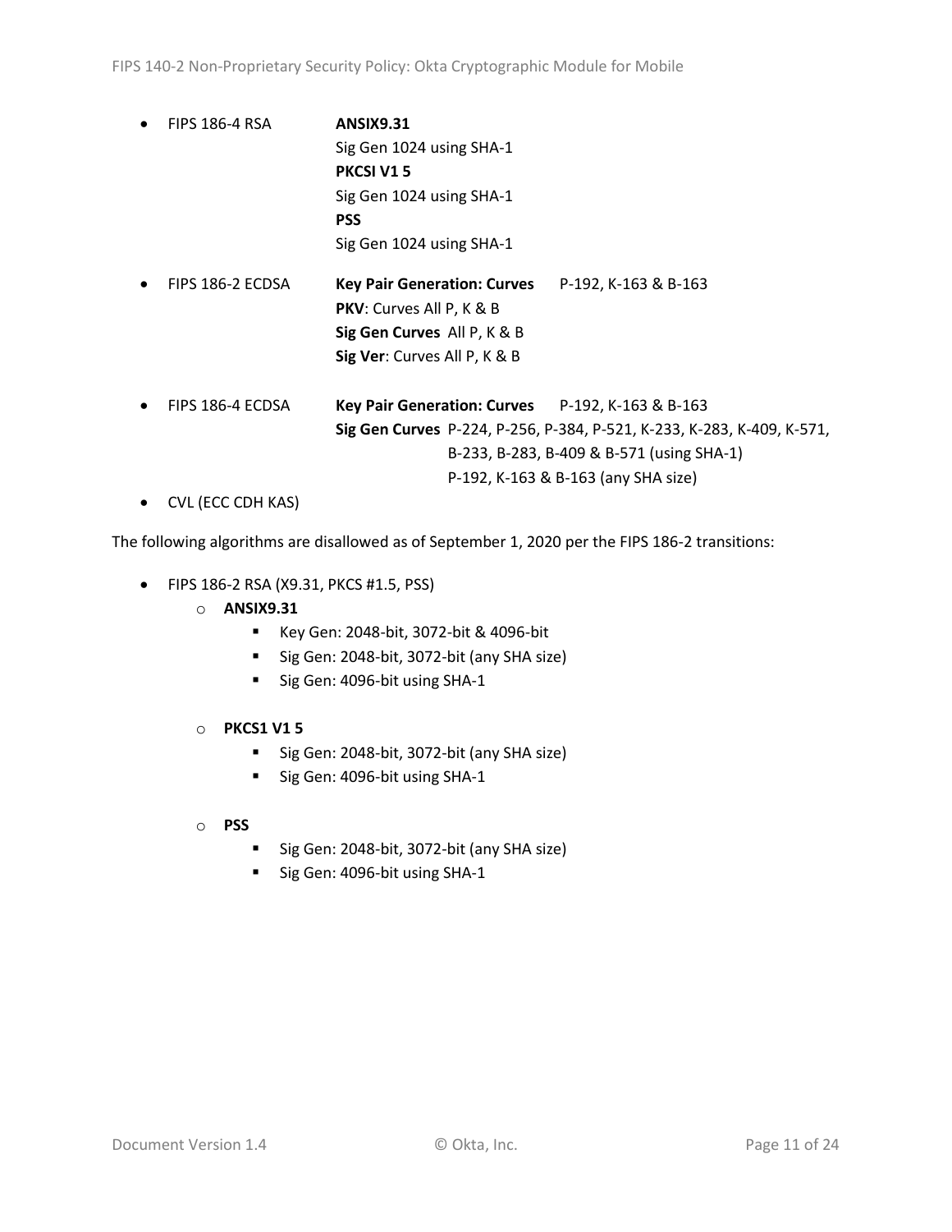- FIPS 186-4 RSA
  **ANSIX9.31**
  Sig Gen 1024 using SHA-1
  **PKCSI V1 5**
  Sig Gen 1024 using SHA-1
  **PSS**
  Sig Gen 1024 using SHA-1
- FIPS 186-2 ECDSA
  **Key Pair Generation: Curves** P-192, K-163 & B-163
  **PKV**: Curves All P, K & B
  **Sig Gen Curves** All P, K & B
  **Sig Ver**: Curves All P, K & B
- FIPS 186-4 ECDSA
  **Key Pair Generation: Curves** P-192, K-163 & B-163
  **Sig Gen Curves** P-224, P-256, P-384, P-521, K-233, K-283, K-409, K-571, B-233, B-283, B-409 & B-571 (using SHA-1)
  P-192, K-163 & B-163 (any SHA size)
- CVL (ECC CDH KAS)

The following algorithms are disallowed as of September 1, 2020 per the FIPS 186-2 transitions:

- FIPS 186-2 RSA (X9.31, PKCS #1.5, PSS)
  - **ANSIX9.31**
    - Key Gen: 2048-bit, 3072-bit & 4096-bit
    - Sig Gen: 2048-bit, 3072-bit (any SHA size)
    - Sig Gen: 4096-bit using SHA-1
  - **PKCS1 V1 5**
    - Sig Gen: 2048-bit, 3072-bit (any SHA size)
    - Sig Gen: 4096-bit using SHA-1
  - **PSS**
    - Sig Gen: 2048-bit, 3072-bit (any SHA size)
    - Sig Gen: 4096-bit using SHA-1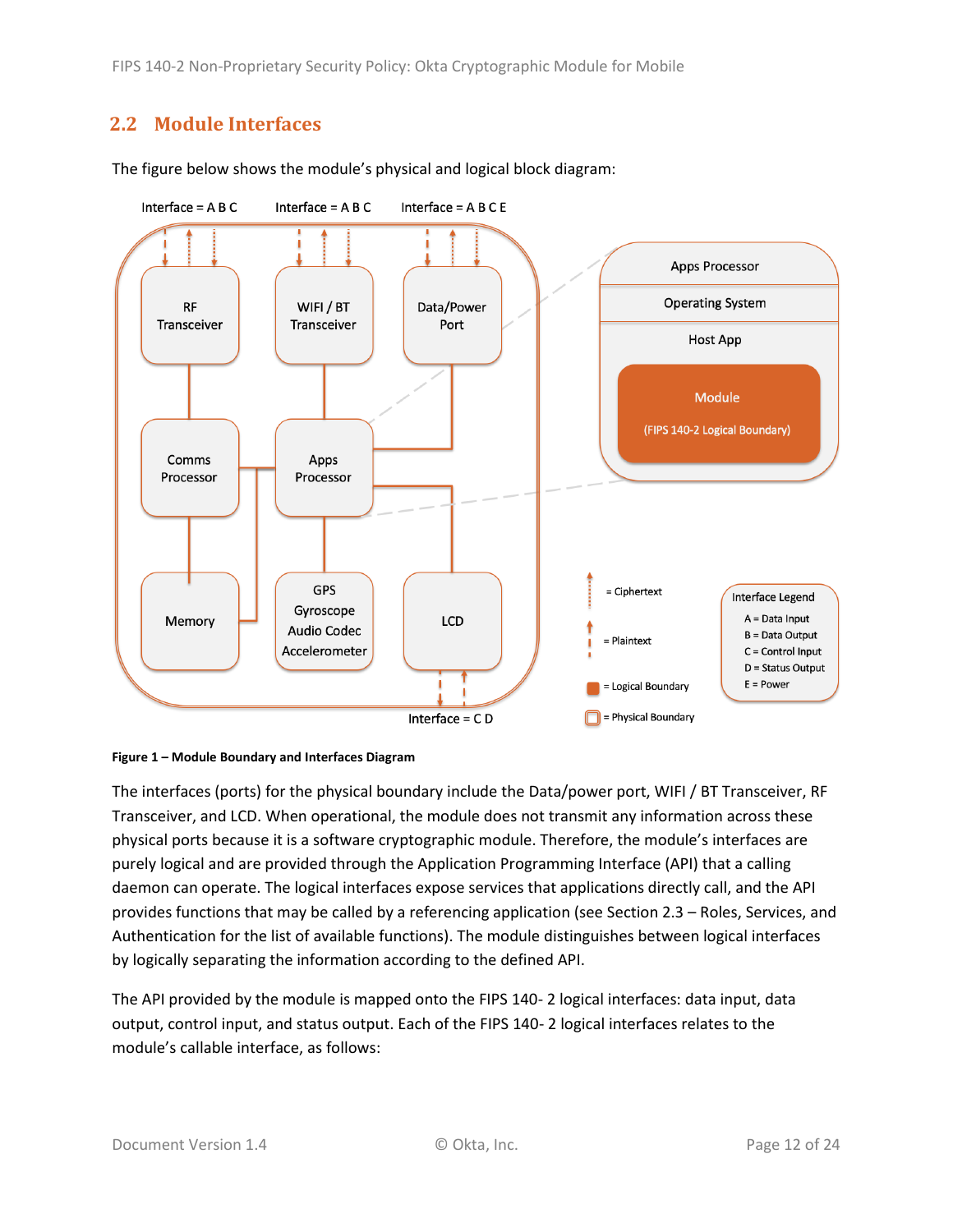## 2.2 Module Interfaces

The figure below shows the module's physical and logical block diagram:

**Figure 1 – Module Boundary and Interfaces Diagram**

The interfaces (ports) for the physical boundary include the Data/power port, WIFI / BT Transceiver, RF Transceiver, and LCD. When operational, the module does not transmit any information across these physical ports because it is a software cryptographic module. Therefore, the module's interfaces are purely logical and are provided through the Application Programming Interface (API) that a calling daemon can operate. The logical interfaces expose services that applications directly call, and the API provides functions that may be called by a referencing application (see Section 2.3 – Roles, Services, and Authentication for the list of available functions). The module distinguishes between logical interfaces by logically separating the information according to the defined API.

The API provided by the module is mapped onto the FIPS 140- 2 logical interfaces: data input, data output, control input, and status output. Each of the FIPS 140- 2 logical interfaces relates to the module's callable interface, as follows: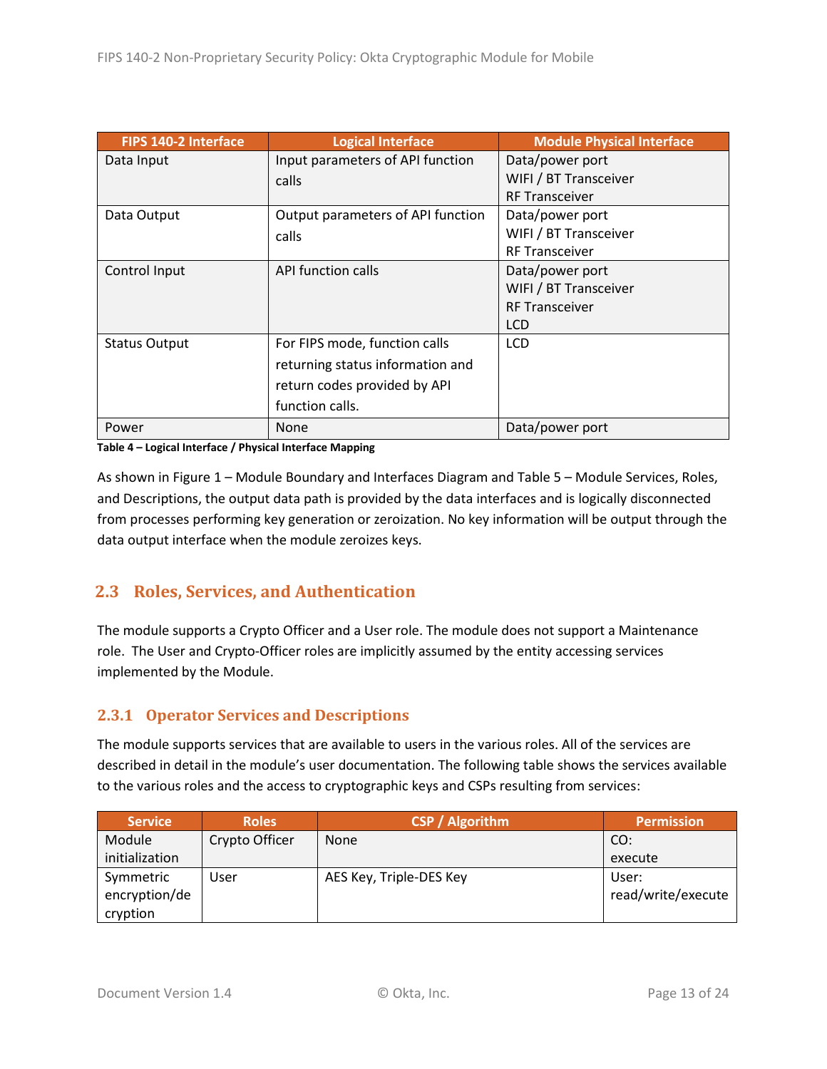| FIPS 140-2 Interface | Logical Interface | Module Physical Interface |
|---|---|---|
| Data Input | Input parameters of API function calls | Data/power port<br>WIFI / BT Transceiver<br>RF Transceiver |
| Data Output | Output parameters of API function calls | Data/power port<br>WIFI / BT Transceiver<br>RF Transceiver |
| Control Input | API function calls | Data/power port<br>WIFI / BT Transceiver<br>RF Transceiver<br>LCD |
| Status Output | For FIPS mode, function calls returning status information and return codes provided by API function calls. | LCD |
| Power | None | Data/power port |

**Table 4 – Logical Interface / Physical Interface Mapping**

As shown in Figure 1 – Module Boundary and Interfaces Diagram and Table 5 – Module Services, Roles, and Descriptions, the output data path is provided by the data interfaces and is logically disconnected from processes performing key generation or zeroization. No key information will be output through the data output interface when the module zeroizes keys.

## 2.3 Roles, Services, and Authentication

The module supports a Crypto Officer and a User role. The module does not support a Maintenance role. The User and Crypto-Officer roles are implicitly assumed by the entity accessing services implemented by the Module.

### 2.3.1 Operator Services and Descriptions

The module supports services that are available to users in the various roles. All of the services are described in detail in the module's user documentation. The following table shows the services available to the various roles and the access to cryptographic keys and CSPs resulting from services:

| Service | Roles | CSP / Algorithm | Permission |
|---|---|---|---|
| Module initialization | Crypto Officer | None | CO:<br>execute |
| Symmetric encryption/decryption | User | AES Key, Triple-DES Key | User:<br>read/write/execute |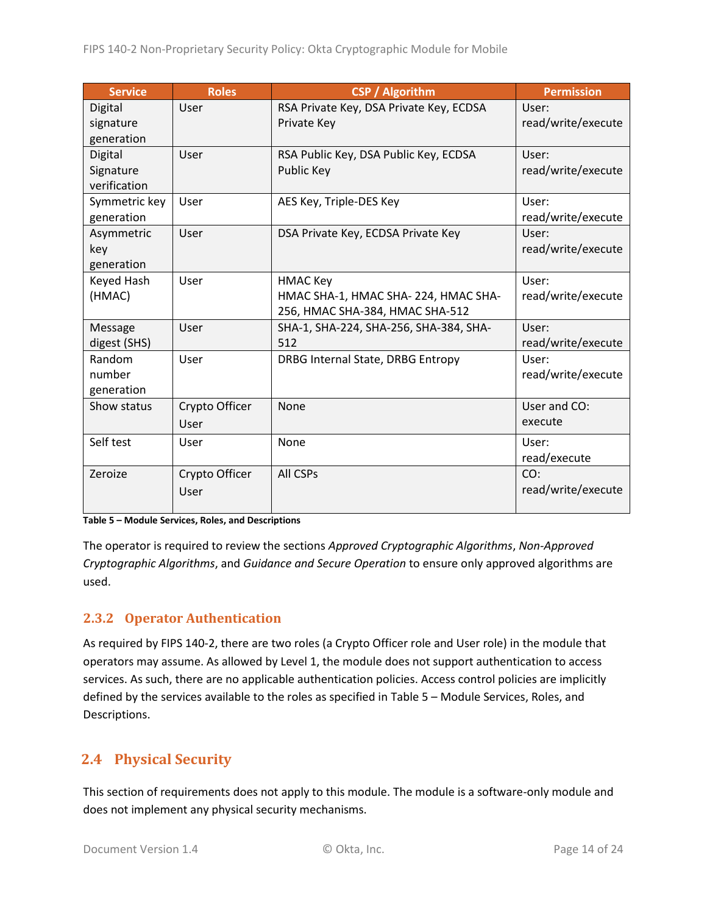| Service | Roles | CSP / Algorithm | Permission |
|---|---|---|---|
| Digital signature generation | User | RSA Private Key, DSA Private Key, ECDSA Private Key | User: read/write/execute |
| Digital Signature verification | User | RSA Public Key, DSA Public Key, ECDSA Public Key | User: read/write/execute |
| Symmetric key generation | User | AES Key, Triple-DES Key | User: read/write/execute |
| Asymmetric key generation | User | DSA Private Key, ECDSA Private Key | User: read/write/execute |
| Keyed Hash (HMAC) | User | HMAC Key<br>HMAC SHA-1, HMAC SHA- 224, HMAC SHA-256, HMAC SHA-384, HMAC SHA-512 | User: read/write/execute |
| Message digest (SHS) | User | SHA-1, SHA-224, SHA-256, SHA-384, SHA-512 | User: read/write/execute |
| Random number generation | User | DRBG Internal State, DRBG Entropy | User: read/write/execute |
| Show status | Crypto Officer<br>User | None | User and CO: execute |
| Self test | User | None | User: read/execute |
| Zeroize | Crypto Officer<br>User | All CSPs | CO: read/write/execute |

**Table 5 – Module Services, Roles, and Descriptions**

The operator is required to review the sections *Approved Cryptographic Algorithms*, *Non-Approved Cryptographic Algorithms*, and *Guidance and Secure Operation* to ensure only approved algorithms are used.

### 2.3.2 Operator Authentication

As required by FIPS 140-2, there are two roles (a Crypto Officer role and User role) in the module that operators may assume. As allowed by Level 1, the module does not support authentication to access services. As such, there are no applicable authentication policies. Access control policies are implicitly defined by the services available to the roles as specified in Table 5 – Module Services, Roles, and Descriptions.

## 2.4 Physical Security

This section of requirements does not apply to this module. The module is a software-only module and does not implement any physical security mechanisms.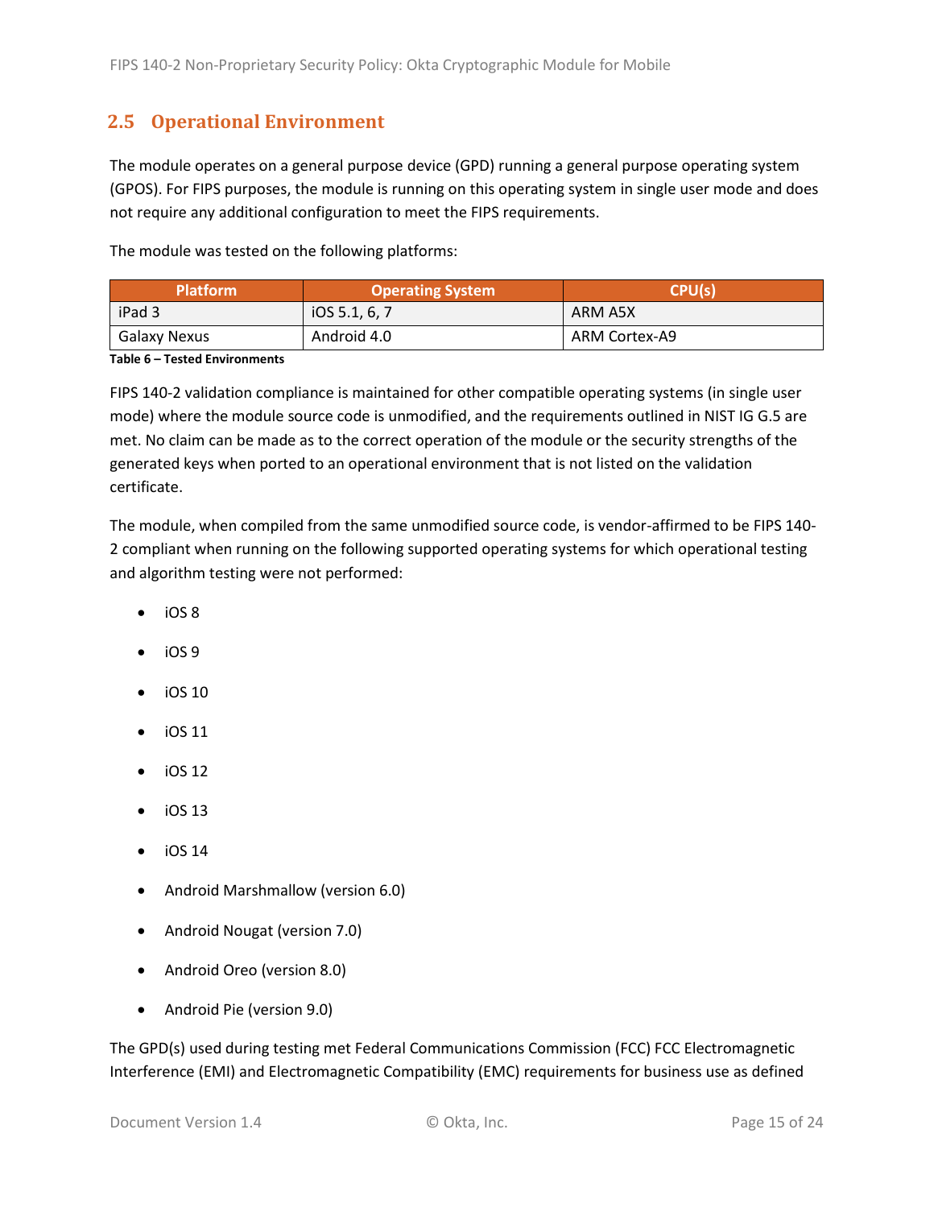## 2.5 Operational Environment

The module operates on a general purpose device (GPD) running a general purpose operating system (GPOS). For FIPS purposes, the module is running on this operating system in single user mode and does not require any additional configuration to meet the FIPS requirements.

The module was tested on the following platforms:

| Platform | Operating System | CPU(s) |
|---|---|---|
| iPad 3 | iOS 5.1, 6, 7 | ARM A5X |
| Galaxy Nexus | Android 4.0 | ARM Cortex-A9 |

**Table 6 – Tested Environments**

FIPS 140-2 validation compliance is maintained for other compatible operating systems (in single user mode) where the module source code is unmodified, and the requirements outlined in NIST IG G.5 are met. No claim can be made as to the correct operation of the module or the security strengths of the generated keys when ported to an operational environment that is not listed on the validation certificate.

The module, when compiled from the same unmodified source code, is vendor-affirmed to be FIPS 140-2 compliant when running on the following supported operating systems for which operational testing and algorithm testing were not performed:

- iOS 8
- iOS 9
- iOS 10
- iOS 11
- iOS 12
- iOS 13
- iOS 14
- Android Marshmallow (version 6.0)
- Android Nougat (version 7.0)
- Android Oreo (version 8.0)
- Android Pie (version 9.0)

The GPD(s) used during testing met Federal Communications Commission (FCC) FCC Electromagnetic Interference (EMI) and Electromagnetic Compatibility (EMC) requirements for business use as defined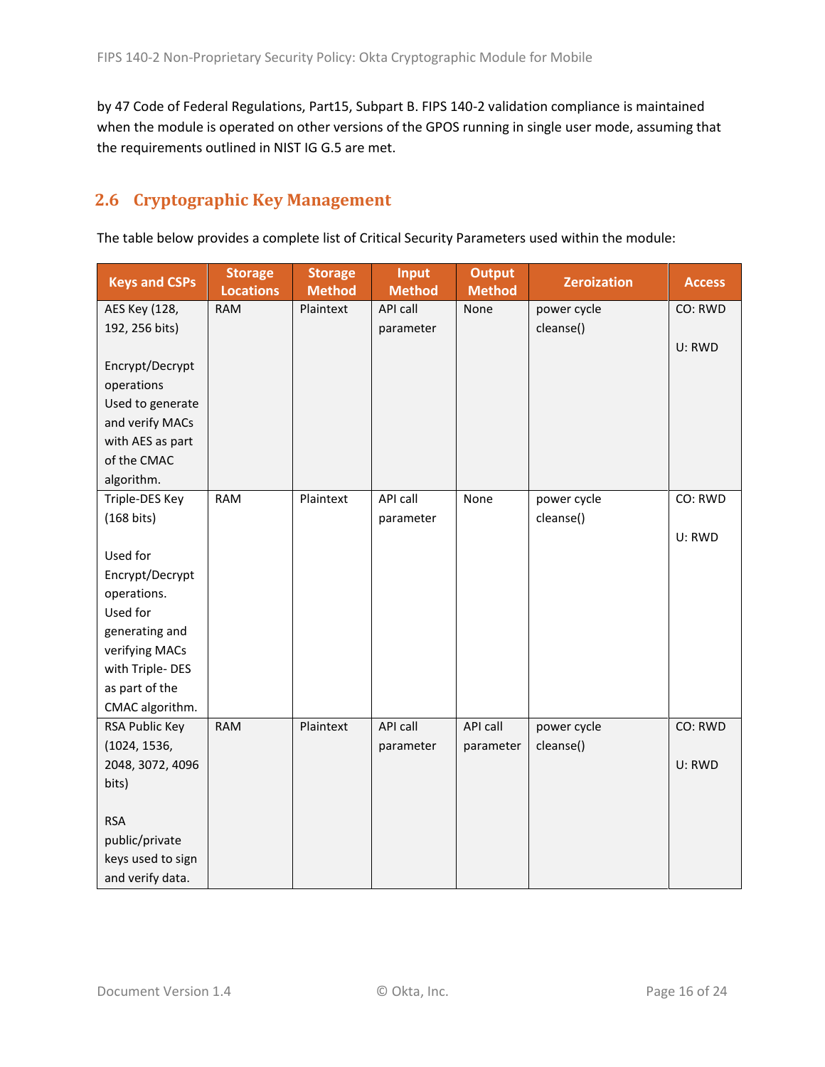by 47 Code of Federal Regulations, Part15, Subpart B. FIPS 140-2 validation compliance is maintained when the module is operated on other versions of the GPOS running in single user mode, assuming that the requirements outlined in NIST IG G.5 are met.

## 2.6 Cryptographic Key Management

The table below provides a complete list of Critical Security Parameters used within the module:

| Keys and CSPs | Storage Locations | Storage Method | Input Method | Output Method | Zeroization | Access |
|---|---|---|---|---|---|---|
| AES Key (128, 192, 256 bits)<br><br>Encrypt/Decrypt operations<br>Used to generate and verify MACs with AES as part of the CMAC algorithm. | RAM | Plaintext | API call parameter | None | power cycle<br>cleanse() | CO: RWD<br><br>U: RWD |
| Triple-DES Key (168 bits)<br><br>Used for Encrypt/Decrypt operations.<br>Used for generating and verifying MACs with Triple- DES as part of the CMAC algorithm. | RAM | Plaintext | API call parameter | None | power cycle<br>cleanse() | CO: RWD<br><br>U: RWD |
| RSA Public Key (1024, 1536, 2048, 3072, 4096 bits)<br><br>RSA public/private keys used to sign and verify data. | RAM | Plaintext | API call parameter | API call parameter | power cycle<br>cleanse() | CO: RWD<br><br>U: RWD |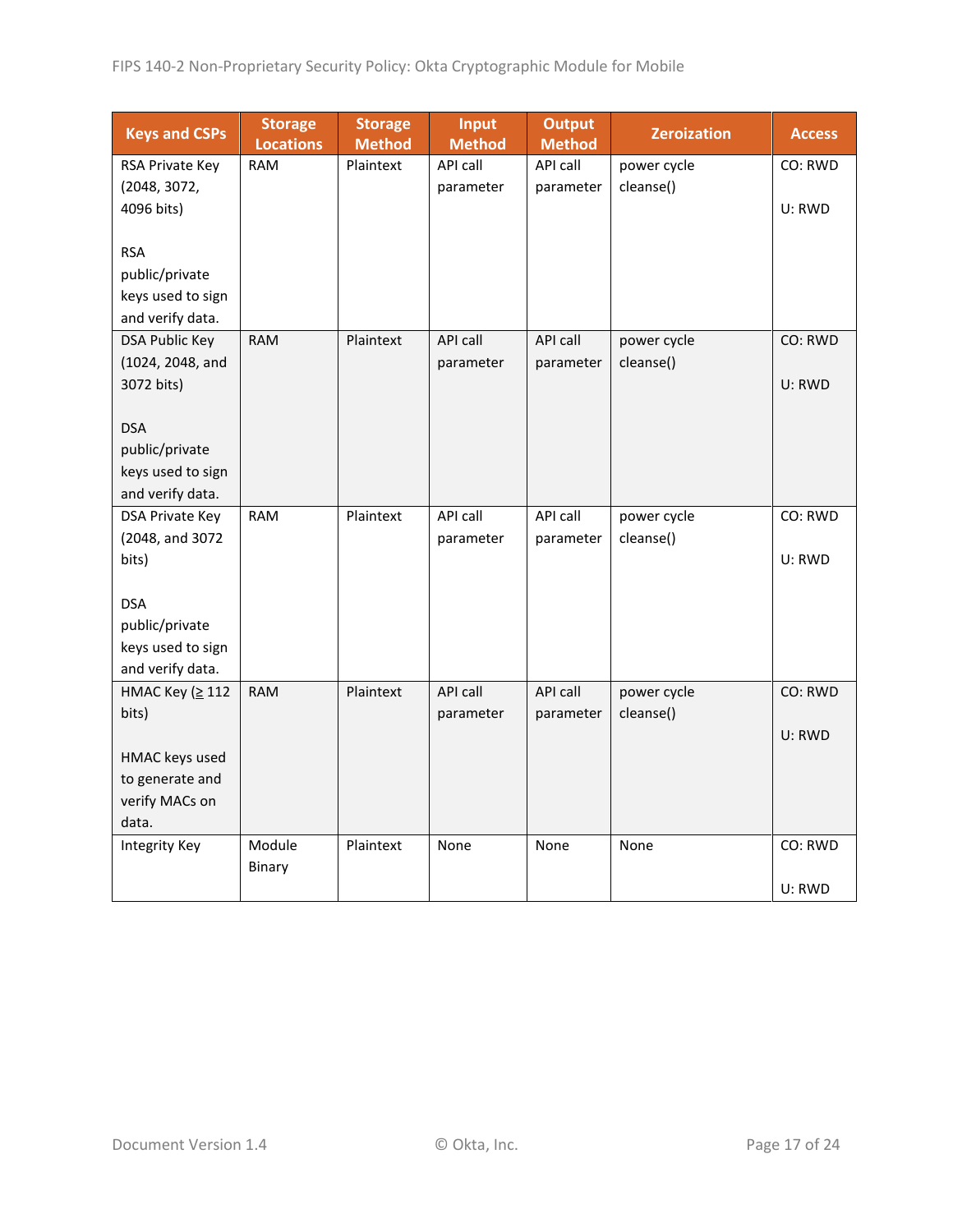| Keys and CSPs | Storage Locations | Storage Method | Input Method | Output Method | Zeroization | Access |
|---|---|---|---|---|---|---|
| RSA Private Key (2048, 3072, 4096 bits)<br><br>RSA public/private keys used to sign and verify data. | RAM | Plaintext | API call parameter | API call parameter | power cycle cleanse() | CO: RWD<br><br>U: RWD |
| DSA Public Key (1024, 2048, and 3072 bits)<br><br>DSA public/private keys used to sign and verify data. | RAM | Plaintext | API call parameter | API call parameter | power cycle cleanse() | CO: RWD<br><br>U: RWD |
| DSA Private Key (2048, and 3072 bits)<br><br>DSA public/private keys used to sign and verify data. | RAM | Plaintext | API call parameter | API call parameter | power cycle cleanse() | CO: RWD<br><br>U: RWD |
| HMAC Key (≥ 112 bits)<br><br>HMAC keys used to generate and verify MACs on data. | RAM | Plaintext | API call parameter | API call parameter | power cycle cleanse() | CO: RWD<br><br>U: RWD |
| Integrity Key | Module Binary | Plaintext | None | None | None | CO: RWD<br><br>U: RWD |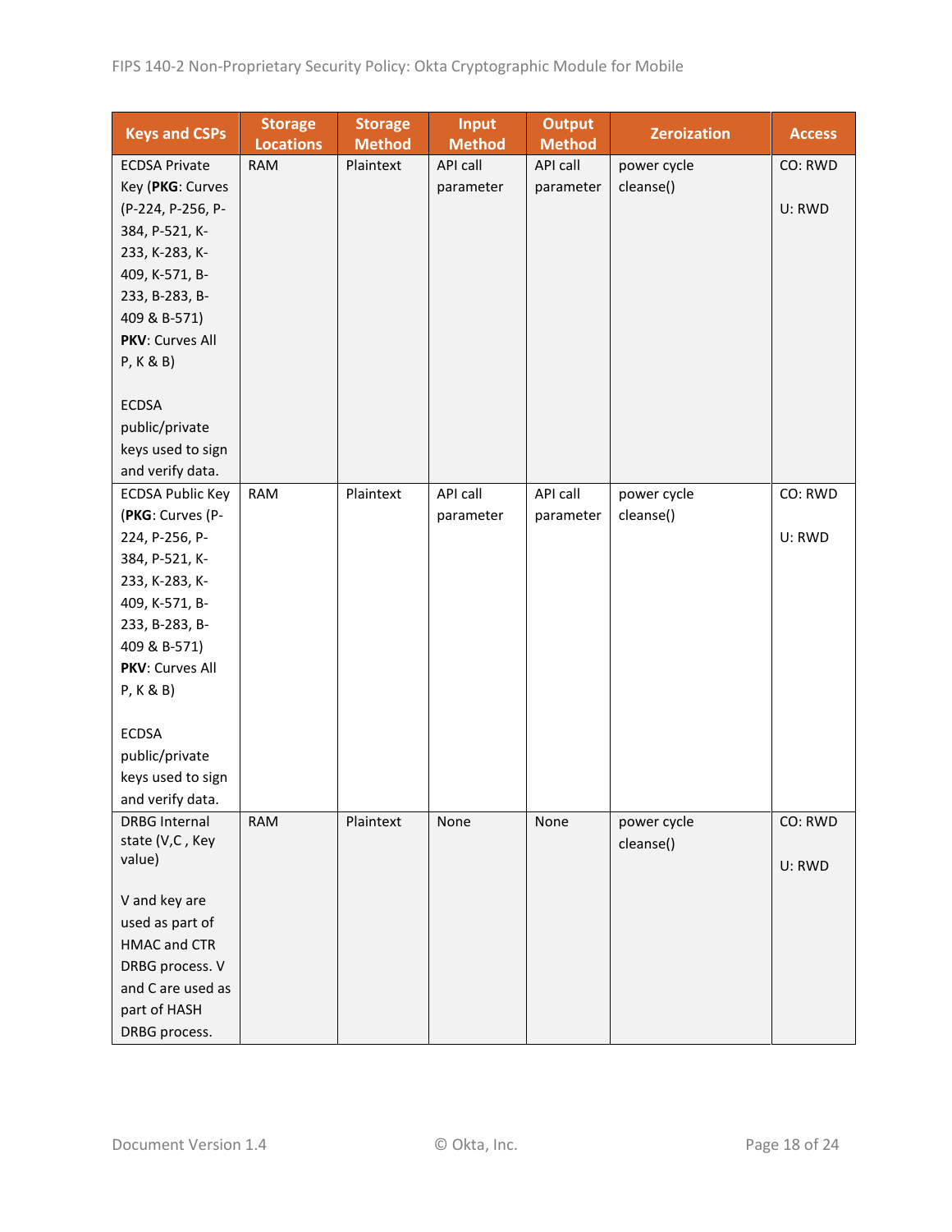| Keys and CSPs | Storage Locations | Storage Method | Input Method | Output Method | Zeroization | Access |
|---|---|---|---|---|---|---|
| ECDSA Private Key (**PKG**: Curves (P-224, P-256, P-384, P-521, K-233, K-283, K-409, K-571, B-233, B-283, B-409 & B-571) **PKV**: Curves All P, K & B)<br><br>ECDSA public/private keys used to sign and verify data. | RAM | Plaintext | API call parameter | API call parameter | power cycle cleanse() | CO: RWD<br><br>U: RWD |
| ECDSA Public Key (**PKG**: Curves (P-224, P-256, P-384, P-521, K-233, K-283, K-409, K-571, B-233, B-283, B-409 & B-571) **PKV**: Curves All P, K & B)<br><br>ECDSA public/private keys used to sign and verify data. | RAM | Plaintext | API call parameter | API call parameter | power cycle cleanse() | CO: RWD<br><br>U: RWD |
| DRBG Internal state (V,C , Key value)<br><br>V and key are used as part of HMAC and CTR DRBG process. V and C are used as part of HASH DRBG process. | RAM | Plaintext | None | None | power cycle cleanse() | CO: RWD<br><br>U: RWD |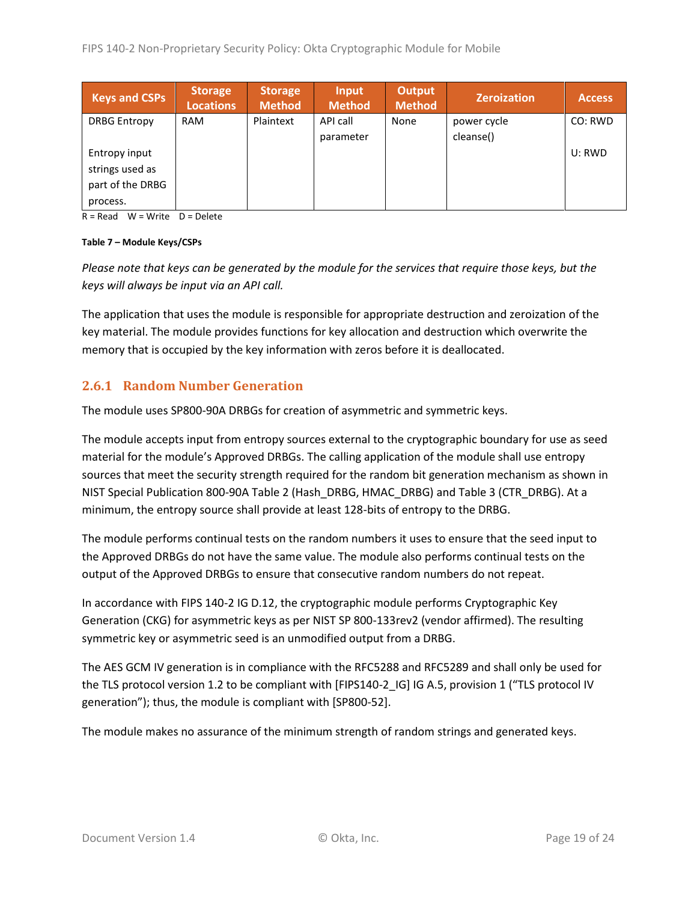| Keys and CSPs | Storage Locations | Storage Method | Input Method | Output Method | Zeroization | Access |
|---|---|---|---|---|---|---|
| DRBG Entropy<br><br>Entropy input strings used as part of the DRBG process. | RAM | Plaintext | API call parameter | None | power cycle cleanse() | CO: RWD<br><br>U: RWD |

R = Read W = Write D = Delete

**Table 7 – Module Keys/CSPs**

*Please note that keys can be generated by the module for the services that require those keys, but the keys will always be input via an API call.*

The application that uses the module is responsible for appropriate destruction and zeroization of the key material. The module provides functions for key allocation and destruction which overwrite the memory that is occupied by the key information with zeros before it is deallocated.

### 2.6.1 Random Number Generation

The module uses SP800-90A DRBGs for creation of asymmetric and symmetric keys.

The module accepts input from entropy sources external to the cryptographic boundary for use as seed material for the module's Approved DRBGs. The calling application of the module shall use entropy sources that meet the security strength required for the random bit generation mechanism as shown in NIST Special Publication 800-90A Table 2 (Hash_DRBG, HMAC_DRBG) and Table 3 (CTR_DRBG). At a minimum, the entropy source shall provide at least 128-bits of entropy to the DRBG.

The module performs continual tests on the random numbers it uses to ensure that the seed input to the Approved DRBGs do not have the same value. The module also performs continual tests on the output of the Approved DRBGs to ensure that consecutive random numbers do not repeat.

In accordance with FIPS 140-2 IG D.12, the cryptographic module performs Cryptographic Key Generation (CKG) for asymmetric keys as per NIST SP 800-133rev2 (vendor affirmed). The resulting symmetric key or asymmetric seed is an unmodified output from a DRBG.

The AES GCM IV generation is in compliance with the RFC5288 and RFC5289 and shall only be used for the TLS protocol version 1.2 to be compliant with [FIPS140-2_IG] IG A.5, provision 1 ("TLS protocol IV generation"); thus, the module is compliant with [SP800-52].

The module makes no assurance of the minimum strength of random strings and generated keys.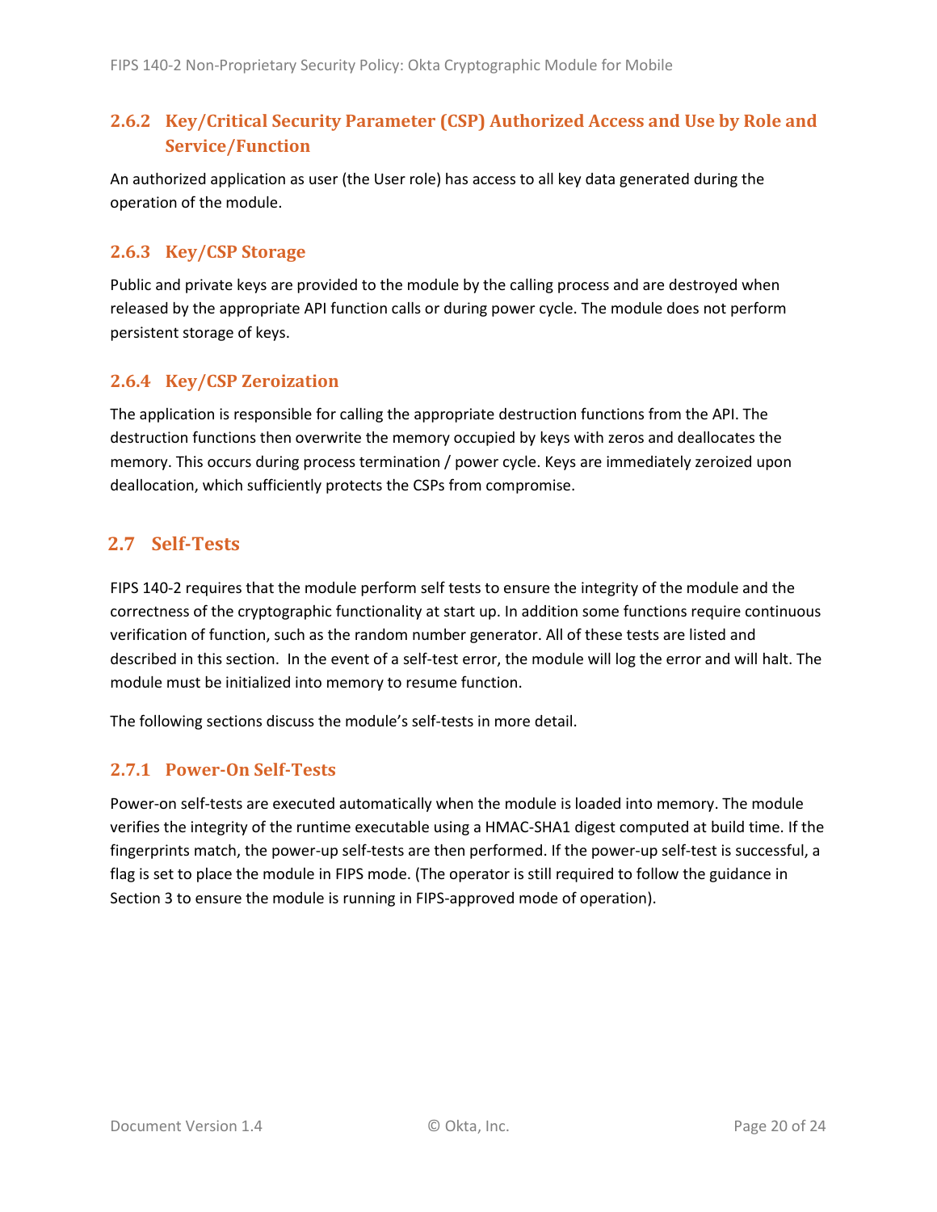### 2.6.2 Key/Critical Security Parameter (CSP) Authorized Access and Use by Role and Service/Function

An authorized application as user (the User role) has access to all key data generated during the operation of the module.

### 2.6.3 Key/CSP Storage

Public and private keys are provided to the module by the calling process and are destroyed when released by the appropriate API function calls or during power cycle. The module does not perform persistent storage of keys.

### 2.6.4 Key/CSP Zeroization

The application is responsible for calling the appropriate destruction functions from the API. The destruction functions then overwrite the memory occupied by keys with zeros and deallocates the memory. This occurs during process termination / power cycle. Keys are immediately zeroized upon deallocation, which sufficiently protects the CSPs from compromise.

## 2.7 Self-Tests

FIPS 140-2 requires that the module perform self tests to ensure the integrity of the module and the correctness of the cryptographic functionality at start up. In addition some functions require continuous verification of function, such as the random number generator. All of these tests are listed and described in this section. In the event of a self-test error, the module will log the error and will halt. The module must be initialized into memory to resume function.

The following sections discuss the module's self-tests in more detail.

### 2.7.1 Power-On Self-Tests

Power-on self-tests are executed automatically when the module is loaded into memory. The module verifies the integrity of the runtime executable using a HMAC-SHA1 digest computed at build time. If the fingerprints match, the power-up self-tests are then performed. If the power-up self-test is successful, a flag is set to place the module in FIPS mode. (The operator is still required to follow the guidance in Section 3 to ensure the module is running in FIPS-approved mode of operation).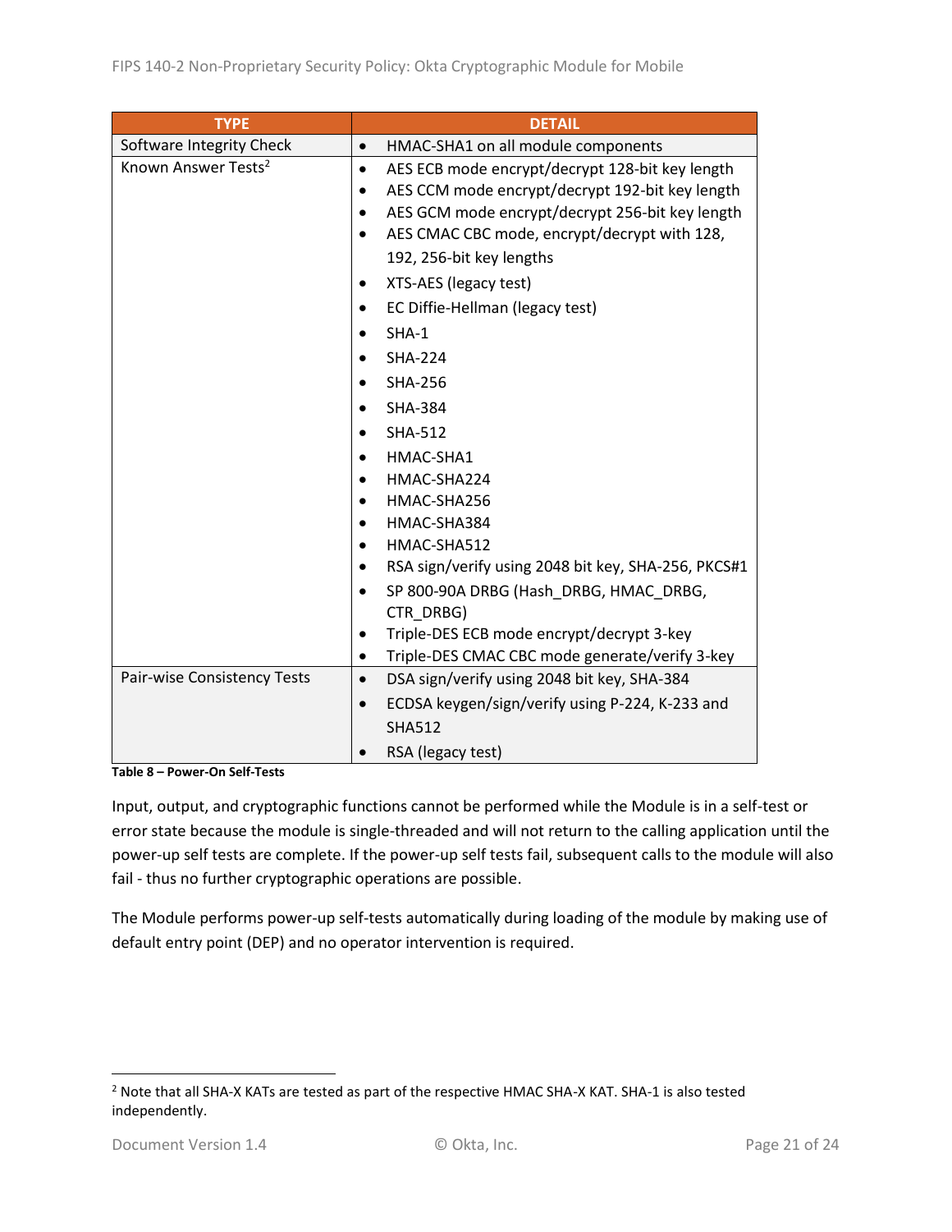| TYPE | DETAIL |
|---|---|
| Software Integrity Check | • HMAC-SHA1 on all module components |
| Known Answer Tests[2] | • AES ECB mode encrypt/decrypt 128-bit key length<br>• AES CCM mode encrypt/decrypt 192-bit key length<br>• AES GCM mode encrypt/decrypt 256-bit key length<br>• AES CMAC CBC mode, encrypt/decrypt with 128, 192, 256-bit key lengths<br>• XTS-AES (legacy test)<br>• EC Diffie-Hellman (legacy test)<br>• SHA-1<br>• SHA-224<br>• SHA-256<br>• SHA-384<br>• SHA-512<br>• HMAC-SHA1<br>• HMAC-SHA224<br>• HMAC-SHA256<br>• HMAC-SHA384<br>• HMAC-SHA512<br>• RSA sign/verify using 2048 bit key, SHA-256, PKCS#1<br>• SP 800-90A DRBG (Hash_DRBG, HMAC_DRBG, CTR_DRBG)<br>• Triple-DES ECB mode encrypt/decrypt 3-key<br>• Triple-DES CMAC CBC mode generate/verify 3-key |
| Pair-wise Consistency Tests | • DSA sign/verify using 2048 bit key, SHA-384<br>• ECDSA keygen/sign/verify using P-224, K-233 and SHA512<br>• RSA (legacy test) |

**Table 8 – Power-On Self-Tests**

Input, output, and cryptographic functions cannot be performed while the Module is in a self-test or error state because the module is single-threaded and will not return to the calling application until the power-up self tests are complete. If the power-up self tests fail, subsequent calls to the module will also fail - thus no further cryptographic operations are possible.

The Module performs power-up self-tests automatically during loading of the module by making use of default entry point (DEP) and no operator intervention is required.

---

[2] Note that all SHA-X KATs are tested as part of the respective HMAC SHA-X KAT. SHA-1 is also tested independently.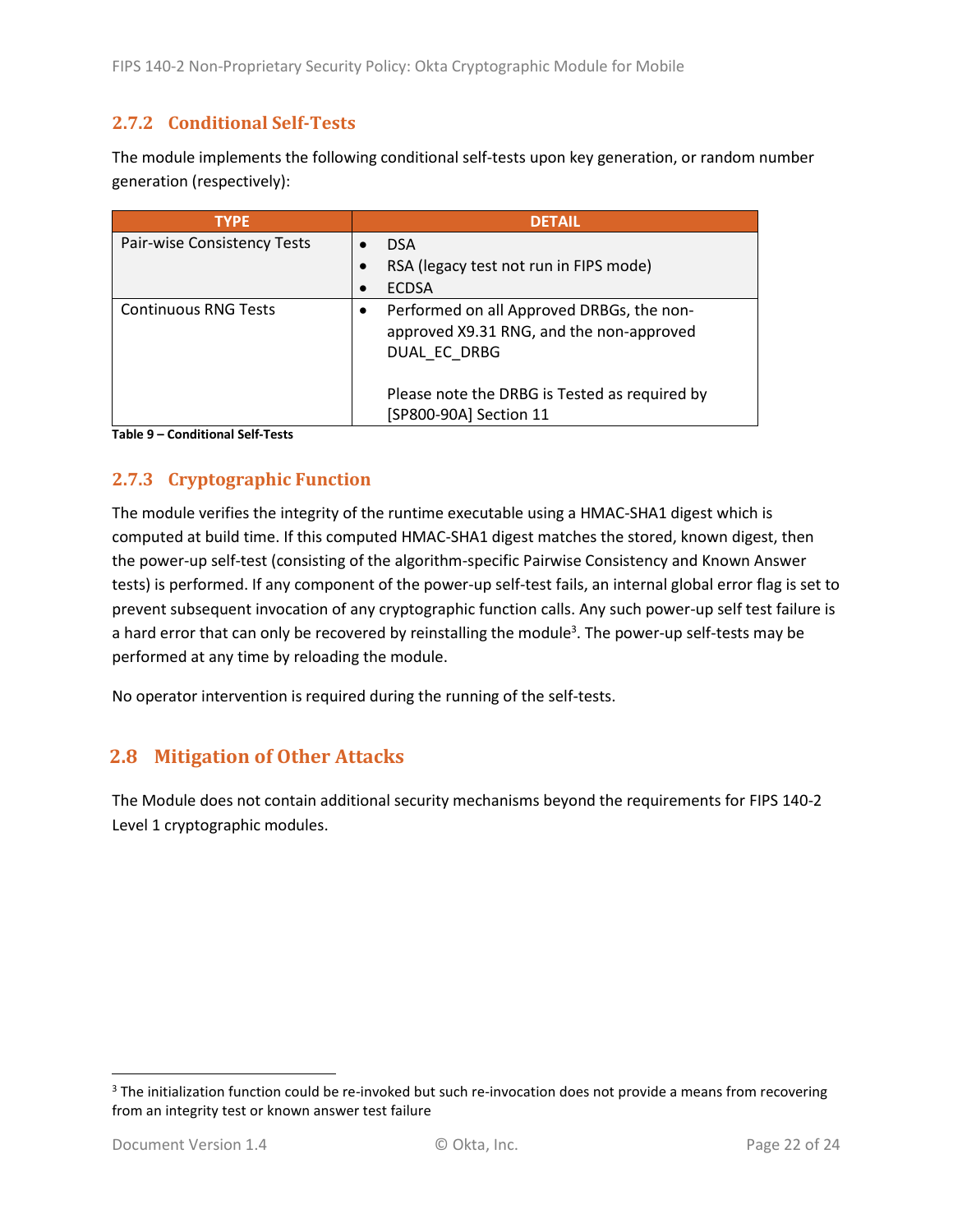### 2.7.2 Conditional Self-Tests

The module implements the following conditional self-tests upon key generation, or random number generation (respectively):

| TYPE | DETAIL |
|---|---|
| Pair-wise Consistency Tests | • DSA<br>• RSA (legacy test not run in FIPS mode)<br>• ECDSA |
| Continuous RNG Tests | • Performed on all Approved DRBGs, the non-approved X9.31 RNG, and the non-approved DUAL_EC_DRBG<br><br>Please note the DRBG is Tested as required by [SP800-90A] Section 11 |

**Table 9 – Conditional Self-Tests**

### 2.7.3 Cryptographic Function

The module verifies the integrity of the runtime executable using a HMAC-SHA1 digest which is computed at build time. If this computed HMAC-SHA1 digest matches the stored, known digest, then the power-up self-test (consisting of the algorithm-specific Pairwise Consistency and Known Answer tests) is performed. If any component of the power-up self-test fails, an internal global error flag is set to prevent subsequent invocation of any cryptographic function calls. Any such power-up self test failure is a hard error that can only be recovered by reinstalling the module[3]. The power-up self-tests may be performed at any time by reloading the module.

No operator intervention is required during the running of the self-tests.

## 2.8 Mitigation of Other Attacks

The Module does not contain additional security mechanisms beyond the requirements for FIPS 140-2 Level 1 cryptographic modules.

---

[3] The initialization function could be re-invoked but such re-invocation does not provide a means from recovering from an integrity test or known answer test failure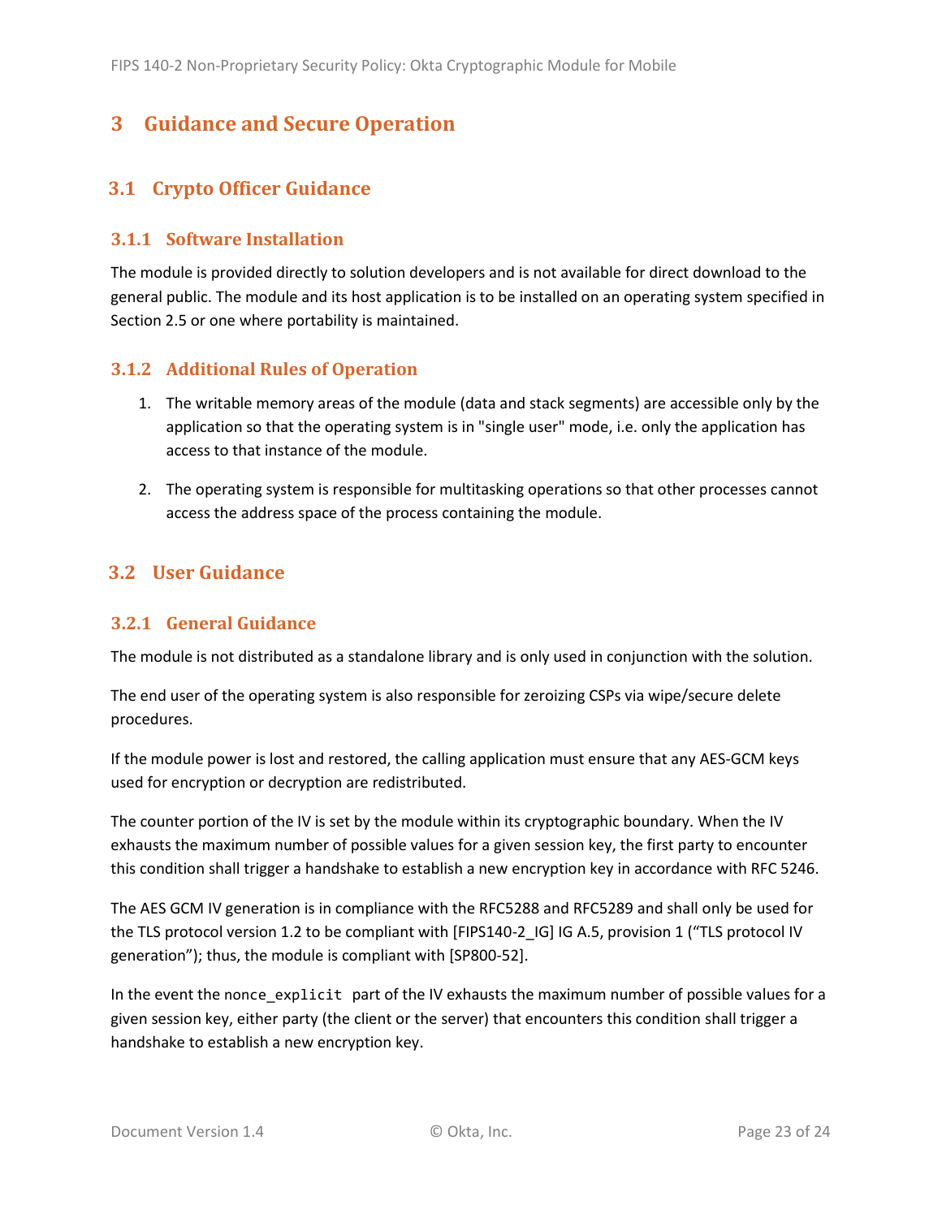# 3 Guidance and Secure Operation

## 3.1 Crypto Officer Guidance

### 3.1.1 Software Installation

The module is provided directly to solution developers and is not available for direct download to the general public. The module and its host application is to be installed on an operating system specified in Section 2.5 or one where portability is maintained.

### 3.1.2 Additional Rules of Operation

1. The writable memory areas of the module (data and stack segments) are accessible only by the application so that the operating system is in "single user" mode, i.e. only the application has access to that instance of the module.

2. The operating system is responsible for multitasking operations so that other processes cannot access the address space of the process containing the module.

## 3.2 User Guidance

### 3.2.1 General Guidance

The module is not distributed as a standalone library and is only used in conjunction with the solution.

The end user of the operating system is also responsible for zeroizing CSPs via wipe/secure delete procedures.

If the module power is lost and restored, the calling application must ensure that any AES-GCM keys used for encryption or decryption are redistributed.

The counter portion of the IV is set by the module within its cryptographic boundary. When the IV exhausts the maximum number of possible values for a given session key, the first party to encounter this condition shall trigger a handshake to establish a new encryption key in accordance with RFC 5246.

The AES GCM IV generation is in compliance with the RFC5288 and RFC5289 and shall only be used for the TLS protocol version 1.2 to be compliant with [FIPS140-2_IG] IG A.5, provision 1 (“TLS protocol IV generation”); thus, the module is compliant with [SP800-52].

In the event the `nonce_explicit` part of the IV exhausts the maximum number of possible values for a given session key, either party (the client or the server) that encounters this condition shall trigger a handshake to establish a new encryption key.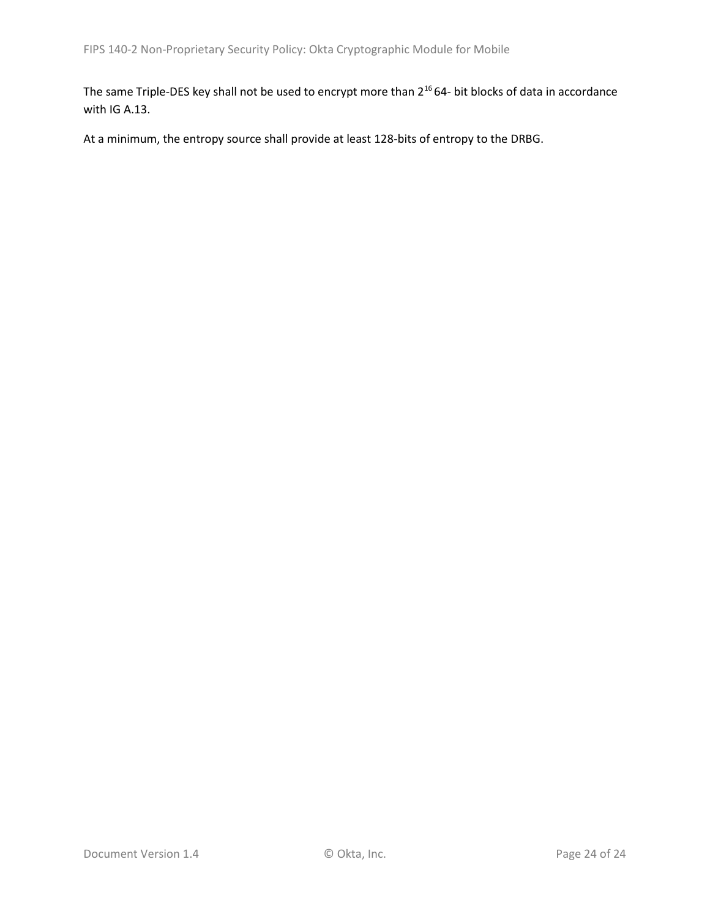The same Triple-DES key shall not be used to encrypt more than $2^{16}$ 64- bit blocks of data in accordance with IG A.13.

At a minimum, the entropy source shall provide at least 128-bits of entropy to the DRBG.